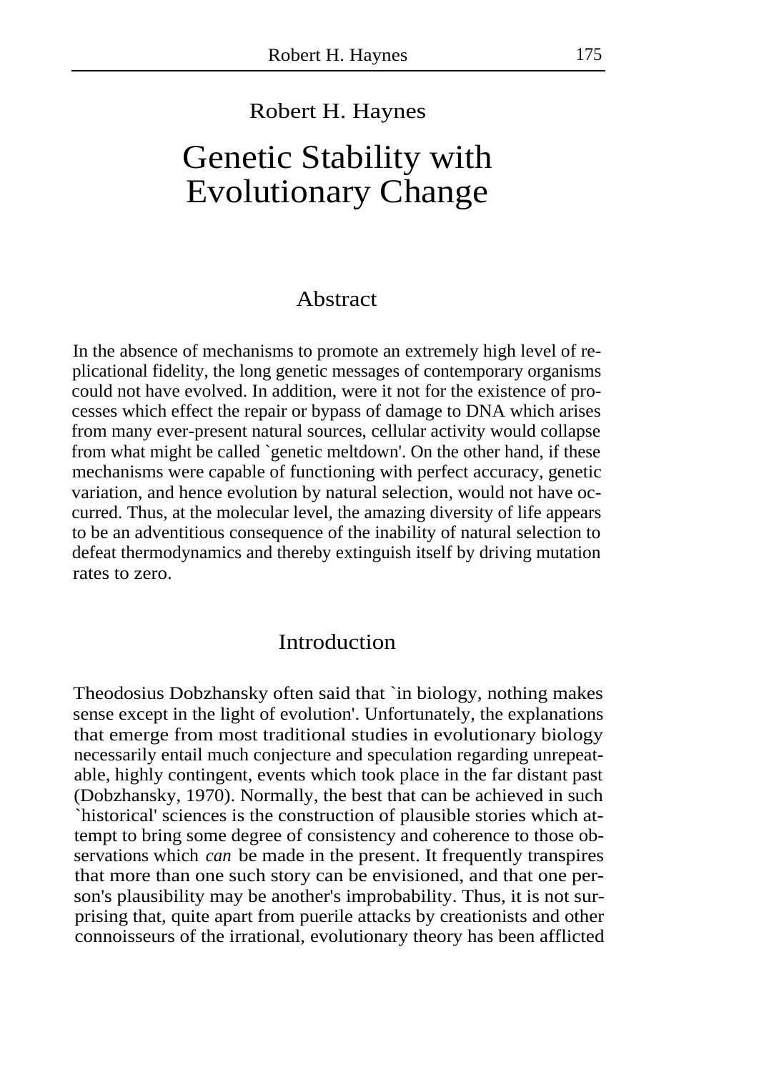Robert H. Haynes

# Genetic Stability with Evolutionary Change

## Abstract

In the absence of mechanisms to promote an extremely high level of replicational fidelity, the long genetic messages of contemporary organisms could not have evolved. In addition, were it not for the existence of processes which effect the repair or bypass of damage to DNA which arises from many ever-present natural sources, cellular activity would collapse from what might be called `genetic meltdown'. On the other hand, if these mechanisms were capable of functioning with perfect accuracy, genetic variation, and hence evolution by natural selection, would not have occurred. Thus, at the molecular level, the amazing diversity of life appears to be an adventitious consequence of the inability of natural selection to defeat thermodynamics and thereby extinguish itself by driving mutation rates to zero.

## Introduction

Theodosius Dobzhansky often said that `in biology, nothing makes sense except in the light of evolution'. Unfortunately, the explanations that emerge from most traditional studies in evolutionary biology necessarily entail much conjecture and speculation regarding unrepeatable, highly contingent, events which took place in the far distant past (Dobzhansky, 1970). Normally, the best that can be achieved in such `historical' sciences is the construction of plausible stories which attempt to bring some degree of consistency and coherence to those observations which *can* be made in the present. It frequently transpires that more than one such story can be envisioned, and that one person's plausibility may be another's improbability. Thus, it is not surprising that, quite apart from puerile attacks by creationists and other connoisseurs of the irrational, evolutionary theory has been afflicted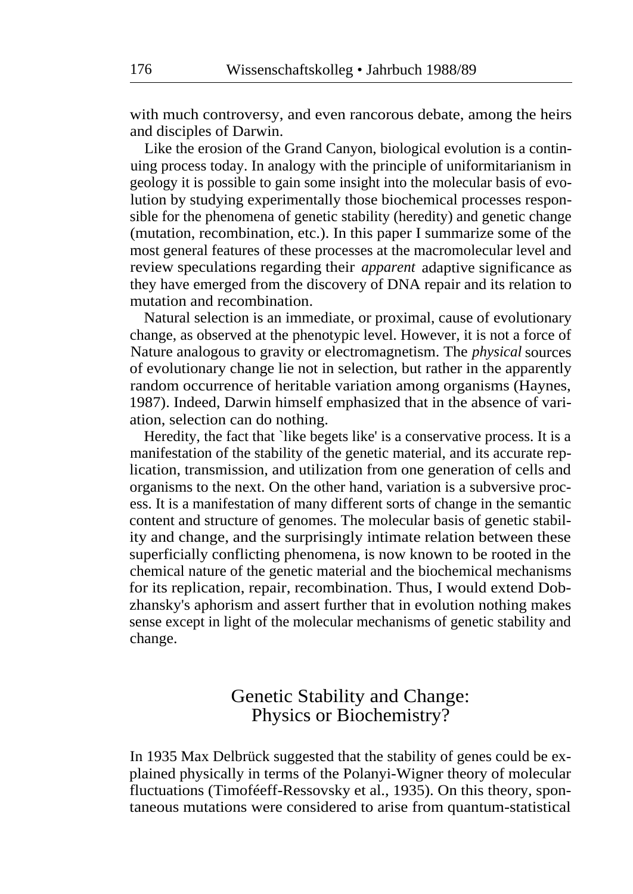with much controversy, and even rancorous debate, among the heirs and disciples of Darwin.

Like the erosion of the Grand Canyon, biological evolution is a continuing process today. In analogy with the principle of uniformitarianism in geology it is possible to gain some insight into the molecular basis of evolution by studying experimentally those biochemical processes responsible for the phenomena of genetic stability (heredity) and genetic change (mutation, recombination, etc.). In this paper I summarize some of the most general features of these processes at the macromolecular level and review speculations regarding their *apparent* adaptive significance as they have emerged from the discovery of DNA repair and its relation to mutation and recombination.

Natural selection is an immediate, or proximal, cause of evolutionary change, as observed at the phenotypic level. However, it is not a force of Nature analogous to gravity or electromagnetism. The *physical* sources of evolutionary change lie not in selection, but rather in the apparently random occurrence of heritable variation among organisms (Haynes, 1987). Indeed, Darwin himself emphasized that in the absence of variation, selection can do nothing.

Heredity, the fact that `like begets like' is a conservative process. It is a manifestation of the stability of the genetic material, and its accurate replication, transmission, and utilization from one generation of cells and organisms to the next. On the other hand, variation is a subversive process. It is a manifestation of many different sorts of change in the semantic content and structure of genomes. The molecular basis of genetic stability and change, and the surprisingly intimate relation between these superficially conflicting phenomena, is now known to be rooted in the chemical nature of the genetic material and the biochemical mechanisms for its replication, repair, recombination. Thus, I would extend Dobzhansky's aphorism and assert further that in evolution nothing makes sense except in light of the molecular mechanisms of genetic stability and change.

## Genetic Stability and Change: Physics or Biochemistry?

In 1935 Max Delbrück suggested that the stability of genes could be explained physically in terms of the Polanyi-Wigner theory of molecular fluctuations (Timoféeff-Ressovsky et al., 1935). On this theory, spontaneous mutations were considered to arise from quantum-statistical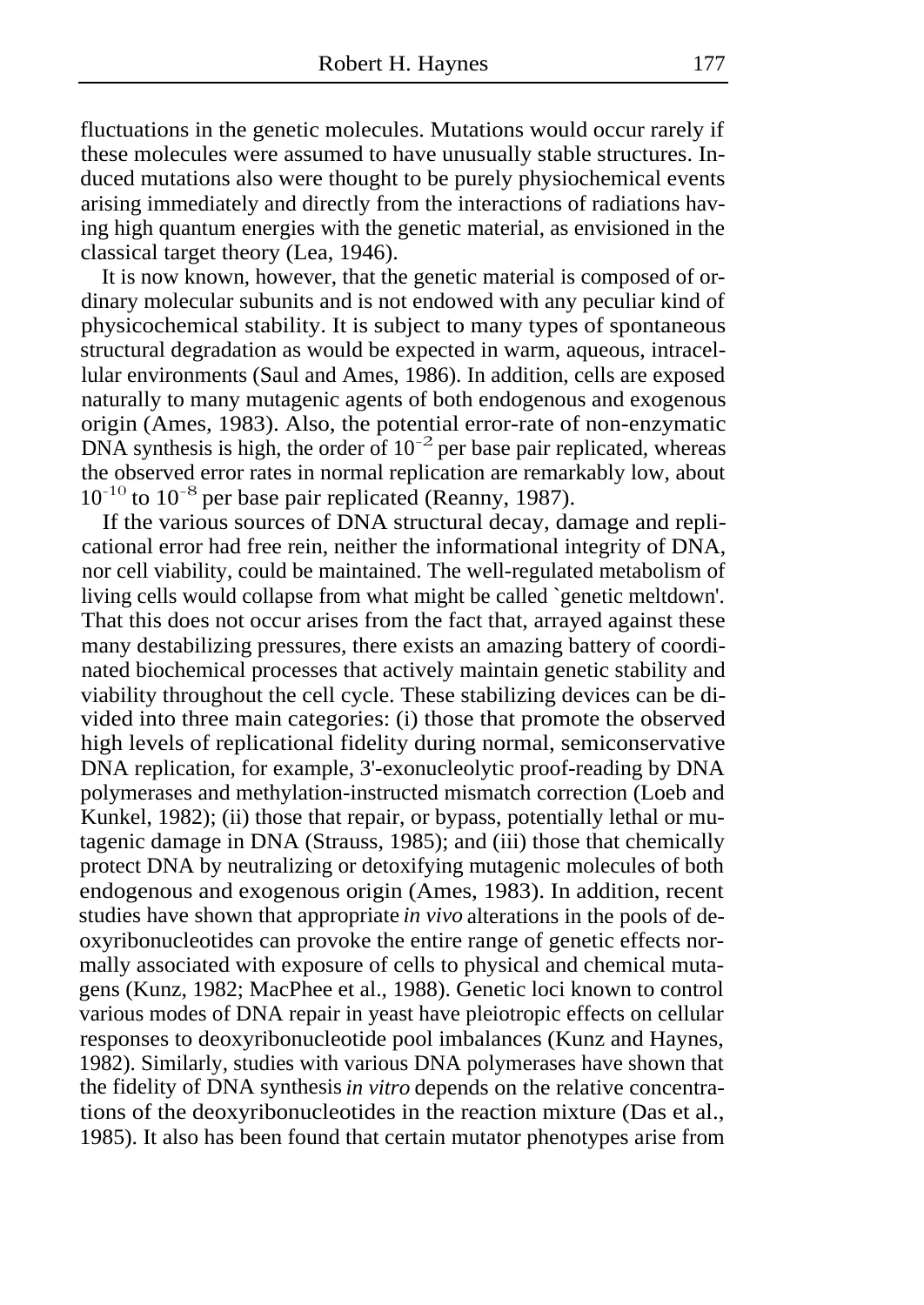fluctuations in the genetic molecules. Mutations would occur rarely if these molecules were assumed to have unusually stable structures. Induced mutations also were thought to be purely physiochemical events arising immediately and directly from the interactions of radiations having high quantum energies with the genetic material, as envisioned in the classical target theory (Lea, 1946).

It is now known, however, that the genetic material is composed of ordinary molecular subunits and is not endowed with any peculiar kind of physicochemical stability. It is subject to many types of spontaneous structural degradation as would be expected in warm, aqueous, intracellular environments (Saul and Ames, 1986). In addition, cells are exposed naturally to many mutagenic agents of both endogenous and exogenous origin (Ames, 1983). Also, the potential error-rate of non-enzymatic DNA synthesis is high, the order of $10^{-2}$ per base pair replicated, whereas the observed error rates in normal replication are remarkably low, about $10^{-10}$ to $10^{-8}$ per base pair replicated (Reanny, 1987).

If the various sources of DNA structural decay, damage and replicational error had free rein, neither the informational integrity of DNA, nor cell viability, could be maintained. The well-regulated metabolism of living cells would collapse from what might be called `genetic meltdown'. That this does not occur arises from the fact that, arrayed against these many destabilizing pressures, there exists an amazing battery of coordinated biochemical processes that actively maintain genetic stability and viability throughout the cell cycle. These stabilizing devices can be divided into three main categories: (i) those that promote the observed high levels of replicational fidelity during normal, semiconservative DNA replication, for example, 3'-exonucleolytic proof-reading by DNA polymerases and methylation-instructed mismatch correction (Loeb and Kunkel, 1982); (ii) those that repair, or bypass, potentially lethal or mutagenic damage in DNA (Strauss, 1985); and (iii) those that chemically protect DNA by neutralizing or detoxifying mutagenic molecules of both endogenous and exogenous origin (Ames, 1983). In addition, recent studies have shown that appropriate *in vivo* alterations in the pools of deoxyribonucleotides can provoke the entire range of genetic effects normally associated with exposure of cells to physical and chemical mutagens (Kunz, 1982; MacPhee et al., 1988). Genetic loci known to control various modes of DNA repair in yeast have pleiotropic effects on cellular responses to deoxyribonucleotide pool imbalances (Kunz and Haynes, 1982). Similarly, studies with various DNA polymerases have shown that the fidelity of DNA synthesis *in vitro* depends on the relative concentrations of the deoxyribonucleotides in the reaction mixture (Das et al., 1985). It also has been found that certain mutator phenotypes arise from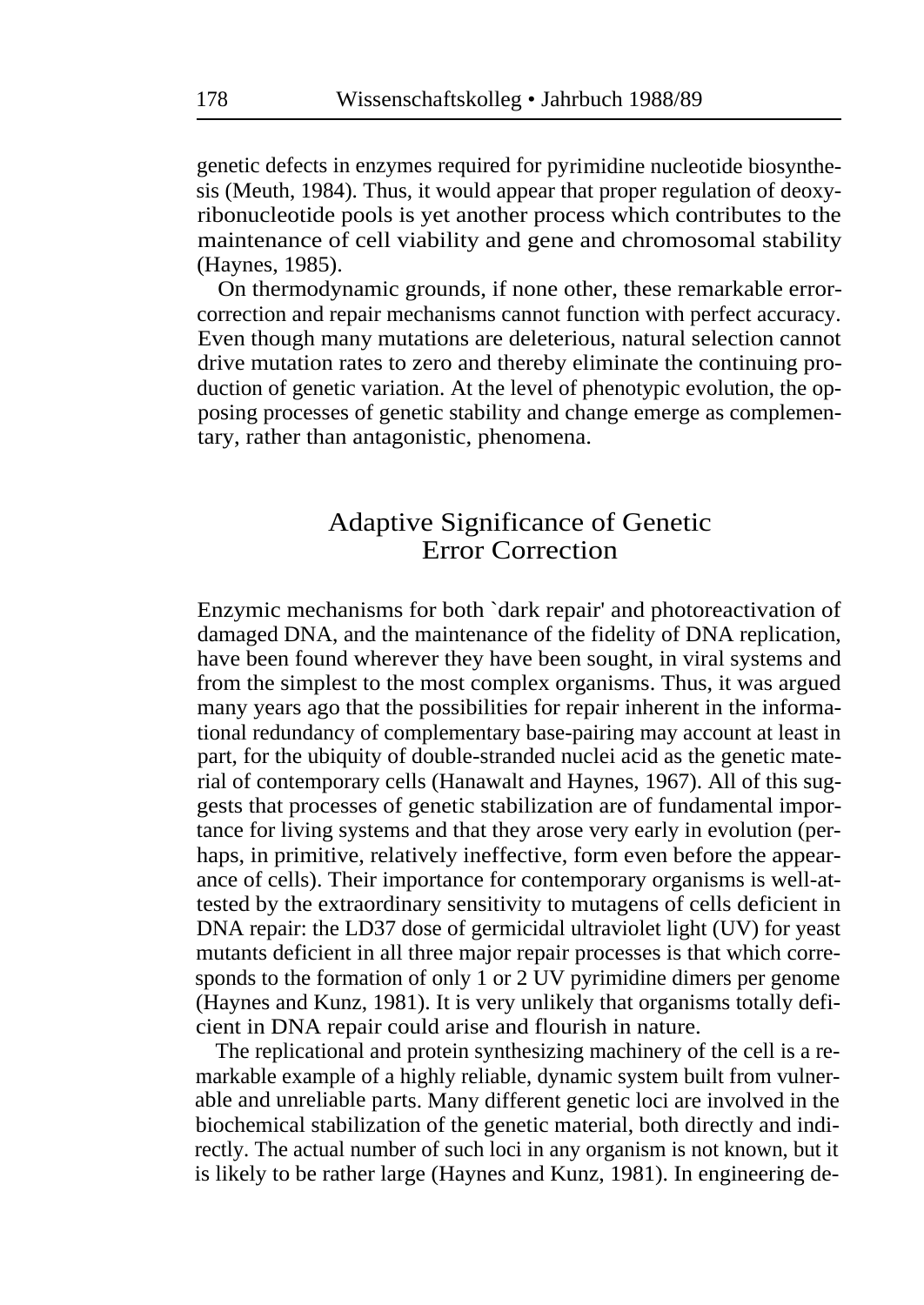genetic defects in enzymes required for pyrimidine nucleotide biosynthesis (Meuth, 1984). Thus, it would appear that proper regulation of deoxyribonucleotide pools is yet another process which contributes to the maintenance of cell viability and gene and chromosomal stability (Haynes, 1985).

On thermodynamic grounds, if none other, these remarkable error-correction and repair mechanisms cannot function with perfect accuracy. Even though many mutations are deleterious, natural selection cannot drive mutation rates to zero and thereby eliminate the continuing production of genetic variation. At the level of phenotypic evolution, the opposing processes of genetic stability and change emerge as complementary, rather than antagonistic, phenomena.

## Adaptive Significance of Genetic Error Correction

Enzymic mechanisms for both `dark repair' and photoreactivation of damaged DNA, and the maintenance of the fidelity of DNA replication, have been found wherever they have been sought, in viral systems and from the simplest to the most complex organisms. Thus, it was argued many years ago that the possibilities for repair inherent in the informational redundancy of complementary base-pairing may account at least in part, for the ubiquity of double-stranded nuclei acid as the genetic material of contemporary cells (Hanawalt and Haynes, 1967). All of this suggests that processes of genetic stabilization are of fundamental importance for living systems and that they arose very early in evolution (perhaps, in primitive, relatively ineffective, form even before the appearance of cells). Their importance for contemporary organisms is well-attested by the extraordinary sensitivity to mutagens of cells deficient in DNA repair: the LD37 dose of germicidal ultraviolet light (UV) for yeast mutants deficient in all three major repair processes is that which corresponds to the formation of only 1 or 2 UV pyrimidine dimers per genome (Haynes and Kunz, 1981). It is very unlikely that organisms totally deficient in DNA repair could arise and flourish in nature.

The replicational and protein synthesizing machinery of the cell is a remarkable example of a highly reliable, dynamic system built from vulnerable and unreliable parts. Many different genetic loci are involved in the biochemical stabilization of the genetic material, both directly and indirectly. The actual number of such loci in any organism is not known, but it is likely to be rather large (Haynes and Kunz, 1981). In engineering de-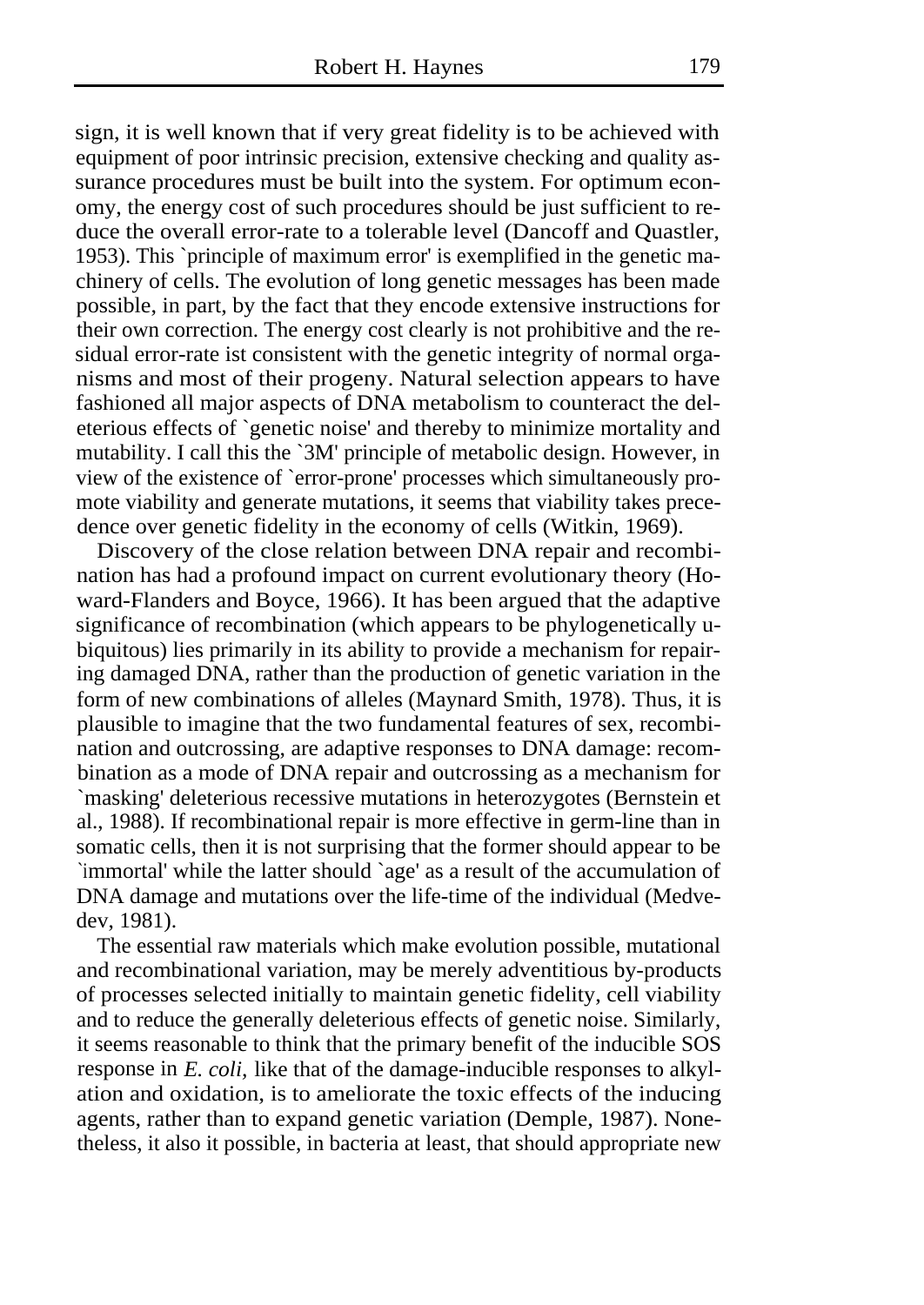sign, it is well known that if very great fidelity is to be achieved with equipment of poor intrinsic precision, extensive checking and quality assurance procedures must be built into the system. For optimum economy, the energy cost of such procedures should be just sufficient to reduce the overall error-rate to a tolerable level (Dancoff and Quastler, 1953). This `principle of maximum error' is exemplified in the genetic machinery of cells. The evolution of long genetic messages has been made possible, in part, by the fact that they encode extensive instructions for their own correction. The energy cost clearly is not prohibitive and the residual error-rate ist consistent with the genetic integrity of normal organisms and most of their progeny. Natural selection appears to have fashioned all major aspects of DNA metabolism to counteract the deleterious effects of `genetic noise' and thereby to minimize mortality and mutability. I call this the `3M' principle of metabolic design. However, in view of the existence of `error-prone' processes which simultaneously promote viability and generate mutations, it seems that viability takes precedence over genetic fidelity in the economy of cells (Witkin, 1969).

Discovery of the close relation between DNA repair and recombination has had a profound impact on current evolutionary theory (Howard-Flanders and Boyce, 1966). It has been argued that the adaptive significance of recombination (which appears to be phylogenetically ubiquitous) lies primarily in its ability to provide a mechanism for repairing damaged DNA, rather than the production of genetic variation in the form of new combinations of alleles (Maynard Smith, 1978). Thus, it is plausible to imagine that the two fundamental features of sex, recombination and outcrossing, are adaptive responses to DNA damage: recombination as a mode of DNA repair and outcrossing as a mechanism for `masking' deleterious recessive mutations in heterozygotes (Bernstein et al., 1988). If recombinational repair is more effective in germ-line than in somatic cells, then it is not surprising that the former should appear to be `immortal' while the latter should `age' as a result of the accumulation of DNA damage and mutations over the life-time of the individual (Medvedev, 1981).

The essential raw materials which make evolution possible, mutational and recombinational variation, may be merely adventitious by-products of processes selected initially to maintain genetic fidelity, cell viability and to reduce the generally deleterious effects of genetic noise. Similarly, it seems reasonable to think that the primary benefit of the inducible SOS response in *E. coli*, like that of the damage-inducible responses to alkylation and oxidation, is to ameliorate the toxic effects of the inducing agents, rather than to expand genetic variation (Demple, 1987). Nonetheless, it also it possible, in bacteria at least, that should appropriate new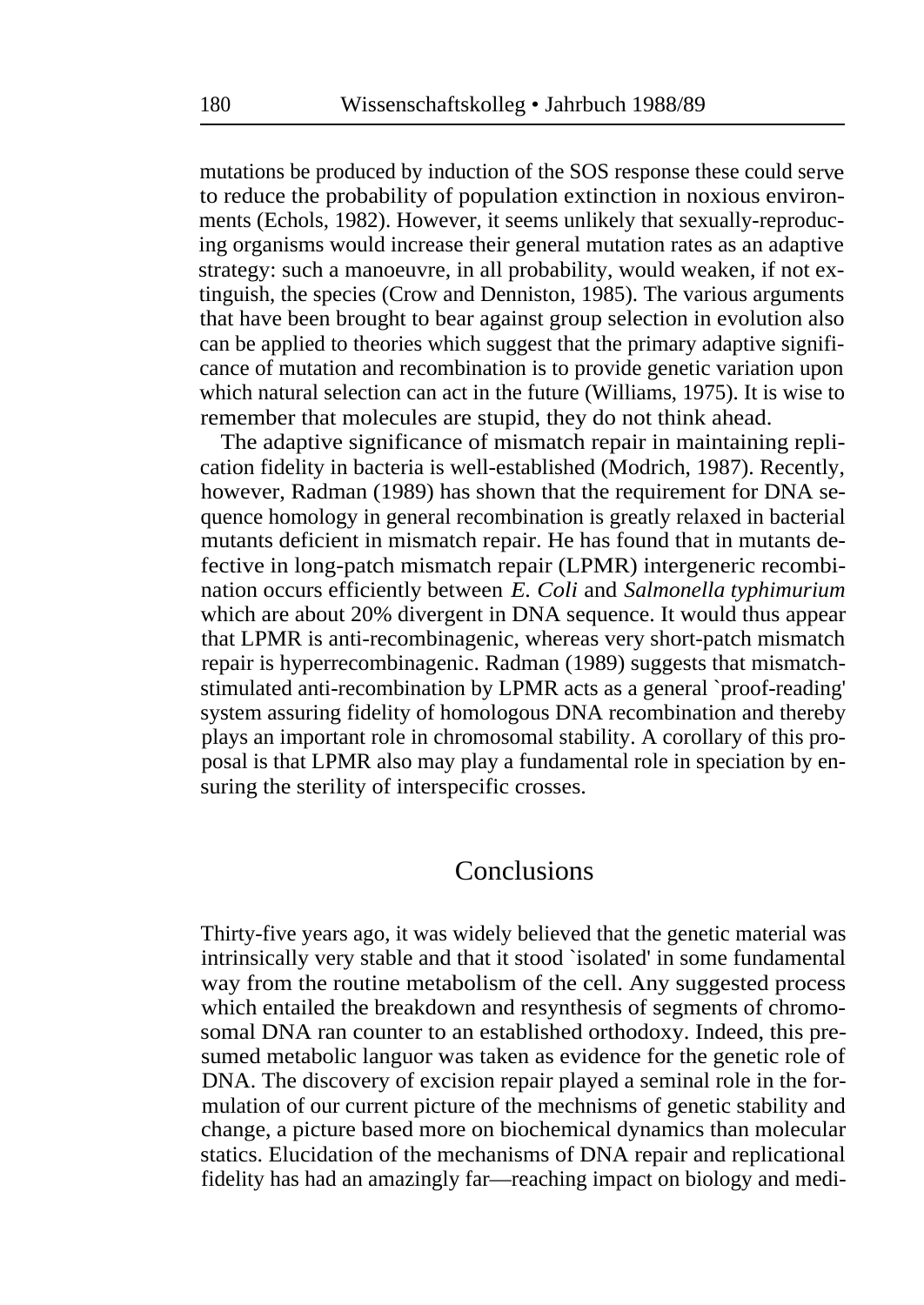mutations be produced by induction of the SOS response these could serve to reduce the probability of population extinction in noxious environments (Echols, 1982). However, it seems unlikely that sexually-reproducing organisms would increase their general mutation rates as an adaptive strategy: such a manoeuvre, in all probability, would weaken, if not extinguish, the species (Crow and Denniston, 1985). The various arguments that have been brought to bear against group selection in evolution also can be applied to theories which suggest that the primary adaptive significance of mutation and recombination is to provide genetic variation upon which natural selection can act in the future (Williams, 1975). It is wise to remember that molecules are stupid, they do not think ahead.

The adaptive significance of mismatch repair in maintaining replication fidelity in bacteria is well-established (Modrich, 1987). Recently, however, Radman (1989) has shown that the requirement for DNA sequence homology in general recombination is greatly relaxed in bacterial mutants deficient in mismatch repair. He has found that in mutants defective in long-patch mismatch repair (LPMR) intergeneric recombination occurs efficiently between *E. Coli* and *Salmonella typhimurium* which are about 20% divergent in DNA sequence. It would thus appear that LPMR is anti-recombinagenic, whereas very short-patch mismatch repair is hyperrecombinagenic. Radman (1989) suggests that mismatch-stimulated anti-recombination by LPMR acts as a general `proof-reading' system assuring fidelity of homologous DNA recombination and thereby plays an important role in chromosomal stability. A corollary of this proposal is that LPMR also may play a fundamental role in speciation by ensuring the sterility of interspecific crosses.

## Conclusions

Thirty-five years ago, it was widely believed that the genetic material was intrinsically very stable and that it stood `isolated' in some fundamental way from the routine metabolism of the cell. Any suggested process which entailed the breakdown and resynthesis of segments of chromosomal DNA ran counter to an established orthodoxy. Indeed, this presumed metabolic languor was taken as evidence for the genetic role of DNA. The discovery of excision repair played a seminal role in the formulation of our current picture of the mechnisms of genetic stability and change, a picture based more on biochemical dynamics than molecular statics. Elucidation of the mechanisms of DNA repair and replicational fidelity has had an amazingly far—reaching impact on biology and medi-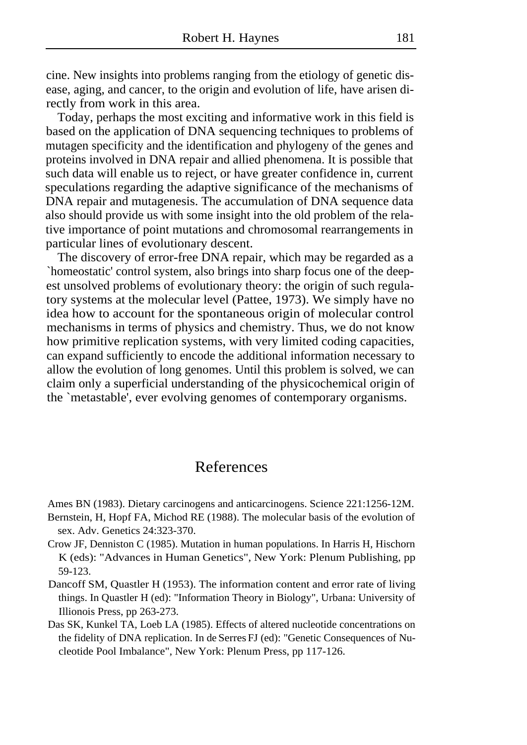cine. New insights into problems ranging from the etiology of genetic disease, aging, and cancer, to the origin and evolution of life, have arisen directly from work in this area.

Today, perhaps the most exciting and informative work in this field is based on the application of DNA sequencing techniques to problems of mutagen specificity and the identification and phylogeny of the genes and proteins involved in DNA repair and allied phenomena. It is possible that such data will enable us to reject, or have greater confidence in, current speculations regarding the adaptive significance of the mechanisms of DNA repair and mutagenesis. The accumulation of DNA sequence data also should provide us with some insight into the old problem of the relative importance of point mutations and chromosomal rearrangements in particular lines of evolutionary descent.

The discovery of error-free DNA repair, which may be regarded as a `homeostatic' control system, also brings into sharp focus one of the deepest unsolved problems of evolutionary theory: the origin of such regulatory systems at the molecular level (Pattee, 1973). We simply have no idea how to account for the spontaneous origin of molecular control mechanisms in terms of physics and chemistry. Thus, we do not know how primitive replication systems, with very limited coding capacities, can expand sufficiently to encode the additional information necessary to allow the evolution of long genomes. Until this problem is solved, we can claim only a superficial understanding of the physicochemical origin of the `metastable', ever evolving genomes of contemporary organisms.

## References

Ames BN (1983). Dietary carcinogens and anticarcinogens. Science 221:1256-12M.

Bernstein, H, Hopf FA, Michod RE (1988). The molecular basis of the evolution of sex. Adv. Genetics 24:323-370.

Crow JF, Denniston C (1985). Mutation in human populations. In Harris H, Hischorn K (eds): "Advances in Human Genetics", New York: Plenum Publishing, pp 59-123.

Dancoff SM, Quastler H (1953). The information content and error rate of living things. In Quastler H (ed): "Information Theory in Biology", Urbana: University of Illionois Press, pp 263-273.

Das SK, Kunkel TA, Loeb LA (1985). Effects of altered nucleotide concentrations on the fidelity of DNA replication. In de Serres FJ (ed): "Genetic Consequences of Nucleotide Pool Imbalance", New York: Plenum Press, pp 117-126.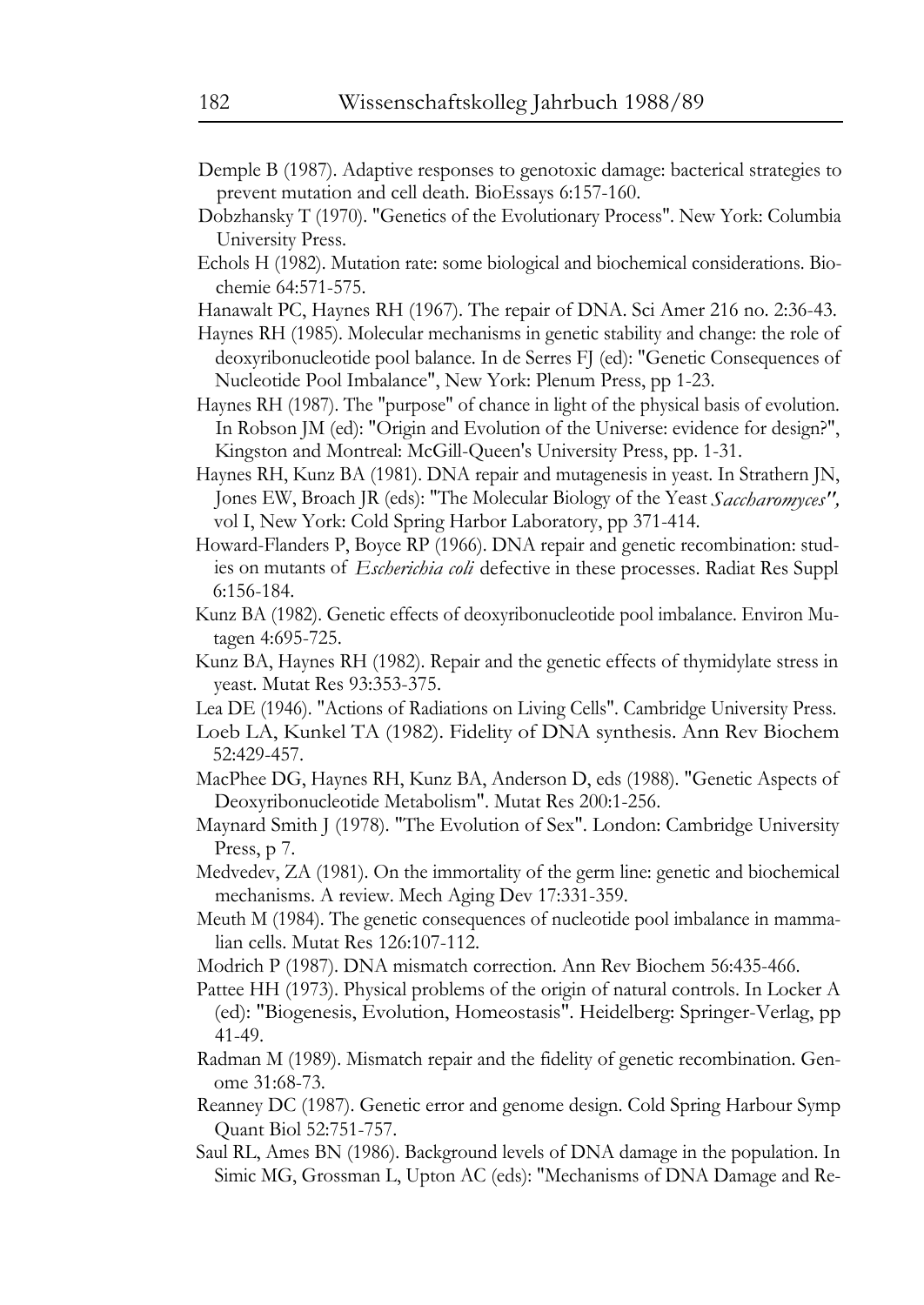Demple B (1987). Adaptive responses to genotoxic damage: bacterical strategies to prevent mutation and cell death. BioEssays 6:157-160.

Dobzhansky T (1970). "Genetics of the Evolutionary Process". New York: Columbia University Press.

Echols H (1982). Mutation rate: some biological and biochemical considerations. Biochemie 64:571-575.

Hanawalt PC, Haynes RH (1967). The repair of DNA. Sci Amer 216 no. 2:36-43.

Haynes RH (1985). Molecular mechanisms in genetic stability and change: the role of deoxyribonucleotide pool balance. In de Serres FJ (ed): "Genetic Consequences of Nucleotide Pool Imbalance", New York: Plenum Press, pp 1-23.

Haynes RH (1987). The "purpose" of chance in light of the physical basis of evolution. In Robson JM (ed): "Origin and Evolution of the Universe: evidence for design?", Kingston and Montreal: McGill-Queen's University Press, pp. 1-31.

Haynes RH, Kunz BA (1981). DNA repair and mutagenesis in yeast. In Strathern JN, Jones EW, Broach JR (eds): "The Molecular Biology of the Yeast *Saccharomyces*", vol I, New York: Cold Spring Harbor Laboratory, pp 371-414.

Howard-Flanders P, Boyce RP (1966). DNA repair and genetic recombination: studies on mutants of *Escherichia coli* defective in these processes. Radiat Res Suppl 6:156-184.

Kunz BA (1982). Genetic effects of deoxyribonucleotide pool imbalance. Environ Mutagen 4:695-725.

Kunz BA, Haynes RH (1982). Repair and the genetic effects of thymidylate stress in yeast. Mutat Res 93:353-375.

Lea DE (1946). "Actions of Radiations on Living Cells". Cambridge University Press.

Loeb LA, Kunkel TA (1982). Fidelity of DNA synthesis. Ann Rev Biochem 52:429-457.

MacPhee DG, Haynes RH, Kunz BA, Anderson D, eds (1988). "Genetic Aspects of Deoxyribonucleotide Metabolism". Mutat Res 200:1-256.

Maynard Smith J (1978). "The Evolution of Sex". London: Cambridge University Press, p 7.

Medvedev, ZA (1981). On the immortality of the germ line: genetic and biochemical mechanisms. A review. Mech Aging Dev 17:331-359.

Meuth M (1984). The genetic consequences of nucleotide pool imbalance in mammalian cells. Mutat Res 126:107-112.

Modrich P (1987). DNA mismatch correction. Ann Rev Biochem 56:435-466.

Pattee HH (1973). Physical problems of the origin of natural controls. In Locker A (ed): "Biogenesis, Evolution, Homeostasis". Heidelberg: Springer-Verlag, pp 41-49.

Radman M (1989). Mismatch repair and the fidelity of genetic recombination. Genome 31:68-73.

Reanney DC (1987). Genetic error and genome design. Cold Spring Harbour Symp Quant Biol 52:751-757.

Saul RL, Ames BN (1986). Background levels of DNA damage in the population. In Simic MG, Grossman L, Upton AC (eds): "Mechanisms of DNA Damage and Re-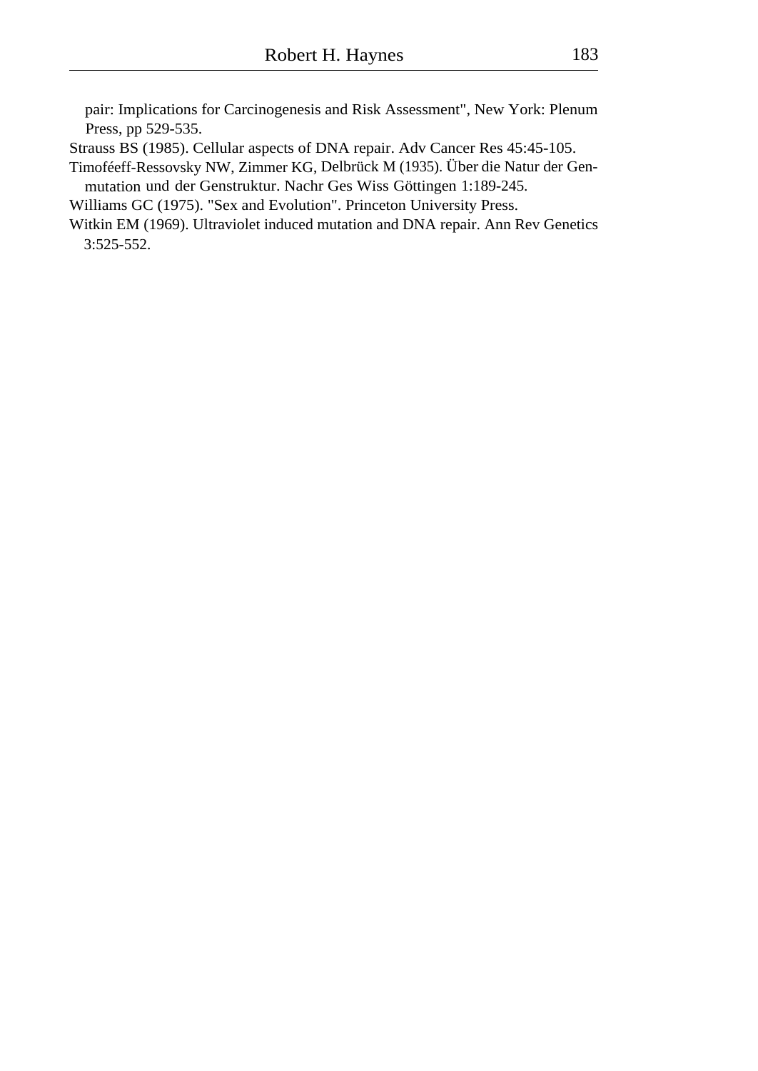pair: Implications for Carcinogenesis and Risk Assessment", New York: Plenum Press, pp 529-535.

Strauss BS (1985). Cellular aspects of DNA repair. Adv Cancer Res 45:45-105.

Timoféeff-Ressovsky NW, Zimmer KG, Delbrück M (1935). Über die Natur der Genmutation und der Genstruktur. Nachr Ges Wiss Göttingen 1:189-245.

Williams GC (1975). "Sex and Evolution". Princeton University Press.

Witkin EM (1969). Ultraviolet induced mutation and DNA repair. Ann Rev Genetics 3:525-552.